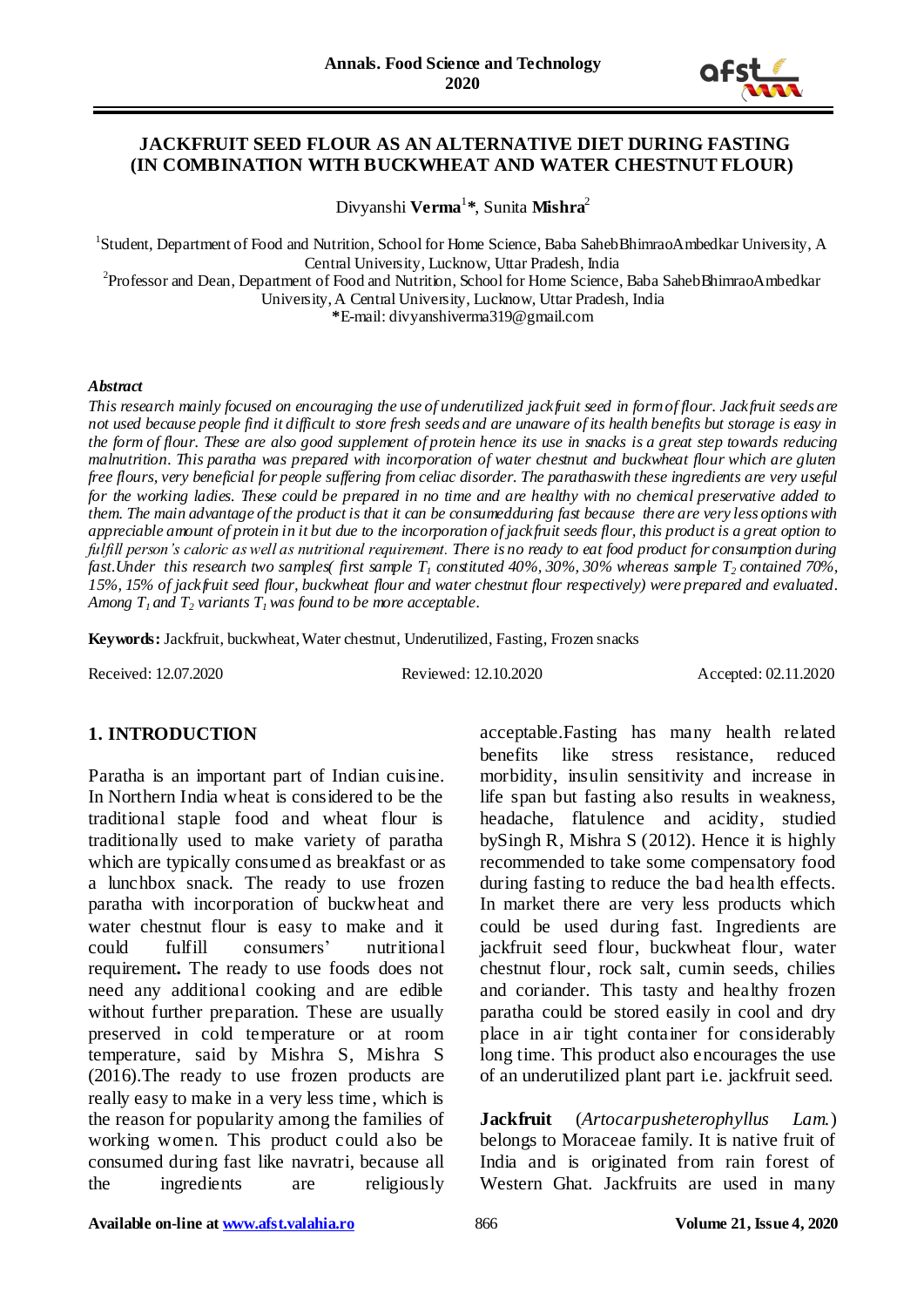# JACKFRUIT SEED FLOUR AS AN ALTERNATIVE DIET DURING FASTING (IN COMBINATION WITH BUCKWHEAT AND WATER CHESTNUT FLOUR)

Divyanshi **Verma**[1]*, Sunita **Mishra**[2]

[1]Student, Department of Food and Nutrition, School for Home Science, Baba SahebBhimraoAmbedkar University, A Central University, Lucknow, Uttar Pradesh, India
[2]Professor and Dean, Department of Food and Nutrition, School for Home Science, Baba SahebBhimraoAmbedkar University, A Central University, Lucknow, Uttar Pradesh, India
*E-mail: divyanshiverma319@gmail.com

***Abstract***

*This research mainly focused on encouraging the use of underutilized jackfruit seed in form of flour. Jackfruit seeds are not used because people find it difficult to store fresh seeds and are unaware of its health benefits but storage is easy in the form of flour. These are also good supplement of protein hence its use in snacks is a great step towards reducing malnutrition. This paratha was prepared with incorporation of water chestnut and buckwheat flour which are gluten free flours, very beneficial for people suffering from celiac disorder. The parathaswith these ingredients are very useful for the working ladies. These could be prepared in no time and are healthy with no chemical preservative added to them. The main advantage of the product is that it can be consumedduring fast because there are very less options with appreciable amount of protein in it but due to the incorporation of jackfruit seeds flour, this product is a great option to fulfill person's caloric as well as nutritional requirement. There is no ready to eat food product for consumption during fast.Under this research two samples( first sample $T_1$ constituted 40%, 30%, 30% whereas sample $T_2$ contained 70%, 15%, 15% of jackfruit seed flour, buckwheat flour and water chestnut flour respectively) were prepared and evaluated. Among $T_1$ and $T_2$ variants $T_1$ was found to be more acceptable.*

**Keywords:** Jackfruit, buckwheat, Water chestnut, Underutilized, Fasting, Frozen snacks

Received: 12.07.2020 Reviewed: 12.10.2020 Accepted: 02.11.2020

## 1. INTRODUCTION

Paratha is an important part of Indian cuisine. In Northern India wheat is considered to be the traditional staple food and wheat flour is traditionally used to make variety of paratha which are typically consumed as breakfast or as a lunchbox snack. The ready to use frozen paratha with incorporation of buckwheat and water chestnut flour is easy to make and it could fulfill consumers' nutritional requirement**.** The ready to use foods does not need any additional cooking and are edible without further preparation. These are usually preserved in cold temperature or at room temperature, said by Mishra S, Mishra S (2016).The ready to use frozen products are really easy to make in a very less time, which is the reason for popularity among the families of working women. This product could also be consumed during fast like navratri, because all the ingredients are religiously acceptable.Fasting has many health related benefits like stress resistance, reduced morbidity, insulin sensitivity and increase in life span but fasting also results in weakness, headache, flatulence and acidity, studied bySingh R, Mishra S (2012). Hence it is highly recommended to take some compensatory food during fasting to reduce the bad health effects. In market there are very less products which could be used during fast. Ingredients are jackfruit seed flour, buckwheat flour, water chestnut flour, rock salt, cumin seeds, chilies and coriander. This tasty and healthy frozen paratha could be stored easily in cool and dry place in air tight container for considerably long time. This product also encourages the use of an underutilized plant part i.e. jackfruit seed.

**Jackfruit** (*Artocarpusheterophyllus Lam.*) belongs to Moraceae family. It is native fruit of India and is originated from rain forest of Western Ghat. Jackfruits are used in many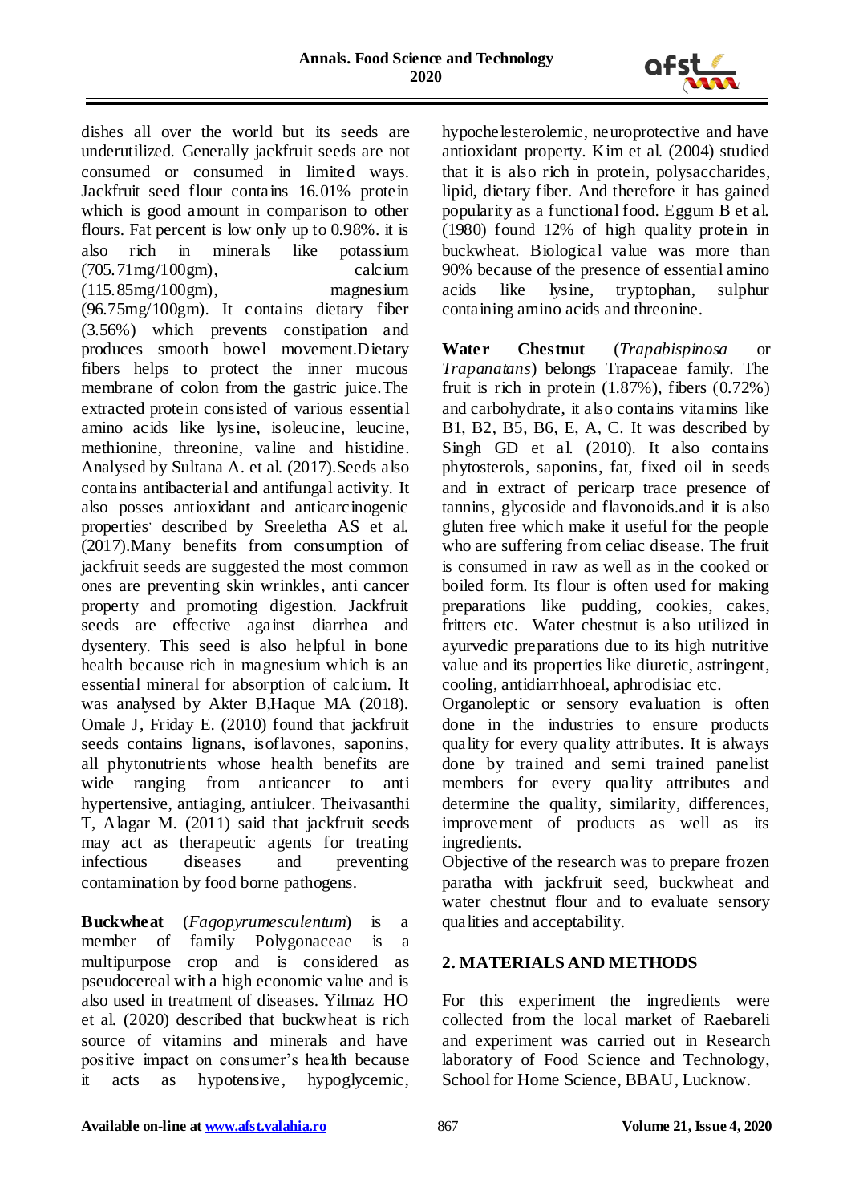dishes all over the world but its seeds are underutilized. Generally jackfruit seeds are not consumed or consumed in limited ways. Jackfruit seed flour contains 16.01% protein which is good amount in comparison to other flours. Fat percent is low only up to 0.98%. it is also rich in minerals like potassium (705.71mg/100gm), calcium (115.85mg/100gm), magnesium (96.75mg/100gm). It contains dietary fiber (3.56%) which prevents constipation and produces smooth bowel movement.Dietary fibers helps to protect the inner mucous membrane of colon from the gastric juice.The extracted protein consisted of various essential amino acids like lysine, isoleucine, leucine, methionine, threonine, valine and histidine. Analysed by Sultana A. et al. (2017).Seeds also contains antibacterial and antifungal activity. It also posses antioxidant and anticarcinogenic properties' described by Sreeletha AS et al. (2017).Many benefits from consumption of jackfruit seeds are suggested the most common ones are preventing skin wrinkles, anti cancer property and promoting digestion. Jackfruit seeds are effective against diarrhea and dysentery. This seed is also helpful in bone health because rich in magnesium which is an essential mineral for absorption of calcium. It was analysed by Akter B,Haque MA (2018). Omale J, Friday E. (2010) found that jackfruit seeds contains lignans, isoflavones, saponins, all phytonutrients whose health benefits are wide ranging from anticancer to anti hypertensive, antiaging, antiulcer. Theivasanthi T, Alagar M. (2011) said that jackfruit seeds may act as therapeutic agents for treating infectious diseases and preventing contamination by food borne pathogens.

**Buckwheat** (*Fagopyrumesculentum*) is a member of family Polygonaceae is a multipurpose crop and is considered as pseudocereal with a high economic value and is also used in treatment of diseases. Yilmaz HO et al. (2020) described that buckwheat is rich source of vitamins and minerals and have positive impact on consumer's health because it acts as hypotensive, hypoglycemic, hypochelesterolemic, neuroprotective and have antioxidant property. Kim et al. (2004) studied that it is also rich in protein, polysaccharides, lipid, dietary fiber. And therefore it has gained popularity as a functional food. Eggum B et al. (1980) found 12% of high quality protein in buckwheat. Biological value was more than 90% because of the presence of essential amino acids like lysine, tryptophan, sulphur containing amino acids and threonine.

**Water Chestnut** (*Trapabispinosa* or *Trapanatans*) belongs Trapaceae family. The fruit is rich in protein (1.87%), fibers (0.72%) and carbohydrate, it also contains vitamins like B1, B2, B5, B6, E, A, C. It was described by Singh GD et al. (2010). It also contains phytosterols, saponins, fat, fixed oil in seeds and in extract of pericarp trace presence of tannins, glycoside and flavonoids.and it is also gluten free which make it useful for the people who are suffering from celiac disease. The fruit is consumed in raw as well as in the cooked or boiled form. Its flour is often used for making preparations like pudding, cookies, cakes, fritters etc. Water chestnut is also utilized in ayurvedic preparations due to its high nutritive value and its properties like diuretic, astringent, cooling, antidiarrhhoeal, aphrodisiac etc.

Organoleptic or sensory evaluation is often done in the industries to ensure products quality for every quality attributes. It is always done by trained and semi trained panelist members for every quality attributes and determine the quality, similarity, differences, improvement of products as well as its ingredients.

Objective of the research was to prepare frozen paratha with jackfruit seed, buckwheat and water chestnut flour and to evaluate sensory qualities and acceptability.

## 2. MATERIALS AND METHODS

For this experiment the ingredients were collected from the local market of Raebareli and experiment was carried out in Research laboratory of Food Science and Technology, School for Home Science, BBAU, Lucknow.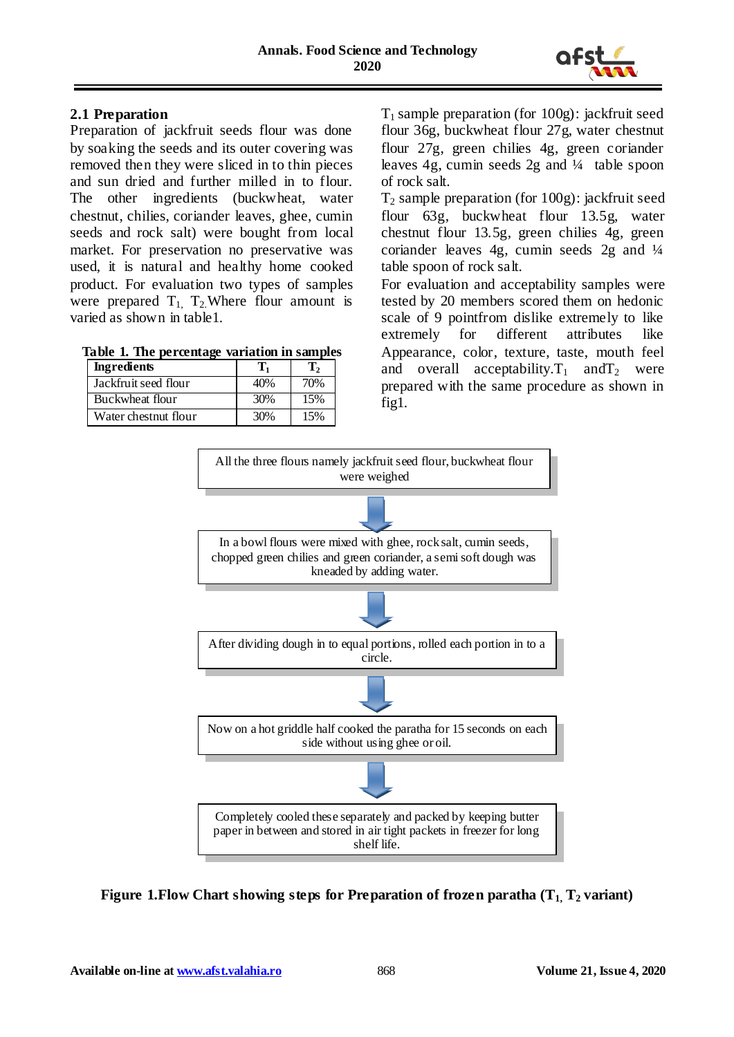### 2.1 Preparation

Preparation of jackfruit seeds flour was done by soaking the seeds and its outer covering was removed then they were sliced in to thin pieces and sun dried and further milled in to flour. The other ingredients (buckwheat, water chestnut, chilies, coriander leaves, ghee, cumin seeds and rock salt) were bought from local market. For preservation no preservative was used, it is natural and healthy home cooked product. For evaluation two types of samples were prepared $T_1$, $T_2$.Where flour amount is varied as shown in table1.

**Table 1. The percentage variation in samples**

| Ingredients | $T_1$ | $T_2$ |
|---|---|---|
| Jackfruit seed flour | 40% | 70% |
| Buckwheat flour | 30% | 15% |
| Water chestnut flour | 30% | 15% |

$T_1$ sample preparation (for 100g): jackfruit seed flour 36g, buckwheat flour 27g, water chestnut flour 27g, green chilies 4g, green coriander leaves 4g, cumin seeds 2g and ¼ table spoon of rock salt.

$T_2$ sample preparation (for 100g): jackfruit seed flour 63g, buckwheat flour 13.5g, water chestnut flour 13.5g, green chilies 4g, green coriander leaves 4g, cumin seeds 2g and ¼ table spoon of rock salt.

For evaluation and acceptability samples were tested by 20 members scored them on hedonic scale of 9 pointfrom dislike extremely to like extremely for different attributes like Appearance, color, texture, taste, mouth feel and overall acceptability.$T_1$ and$T_2$ were prepared with the same procedure as shown in fig1.

All the three flours namely jackfruit seed flour, buckwheat flour were weighed

↓

In a bowl flours were mixed with ghee, rock salt, cumin seeds, chopped green chilies and green coriander, a semi soft dough was kneaded by adding water.

↓

After dividing dough in to equal portions, rolled each portion in to a circle.

↓

Now on a hot griddle half cooked the paratha for 15 seconds on each side without using ghee or oil.

↓

Completely cooled these separately and packed by keeping butter paper in between and stored in air tight packets in freezer for long shelf life.

**Figure 1.Flow Chart showing steps for Preparation of frozen paratha ($T_1$, $T_2$ variant)**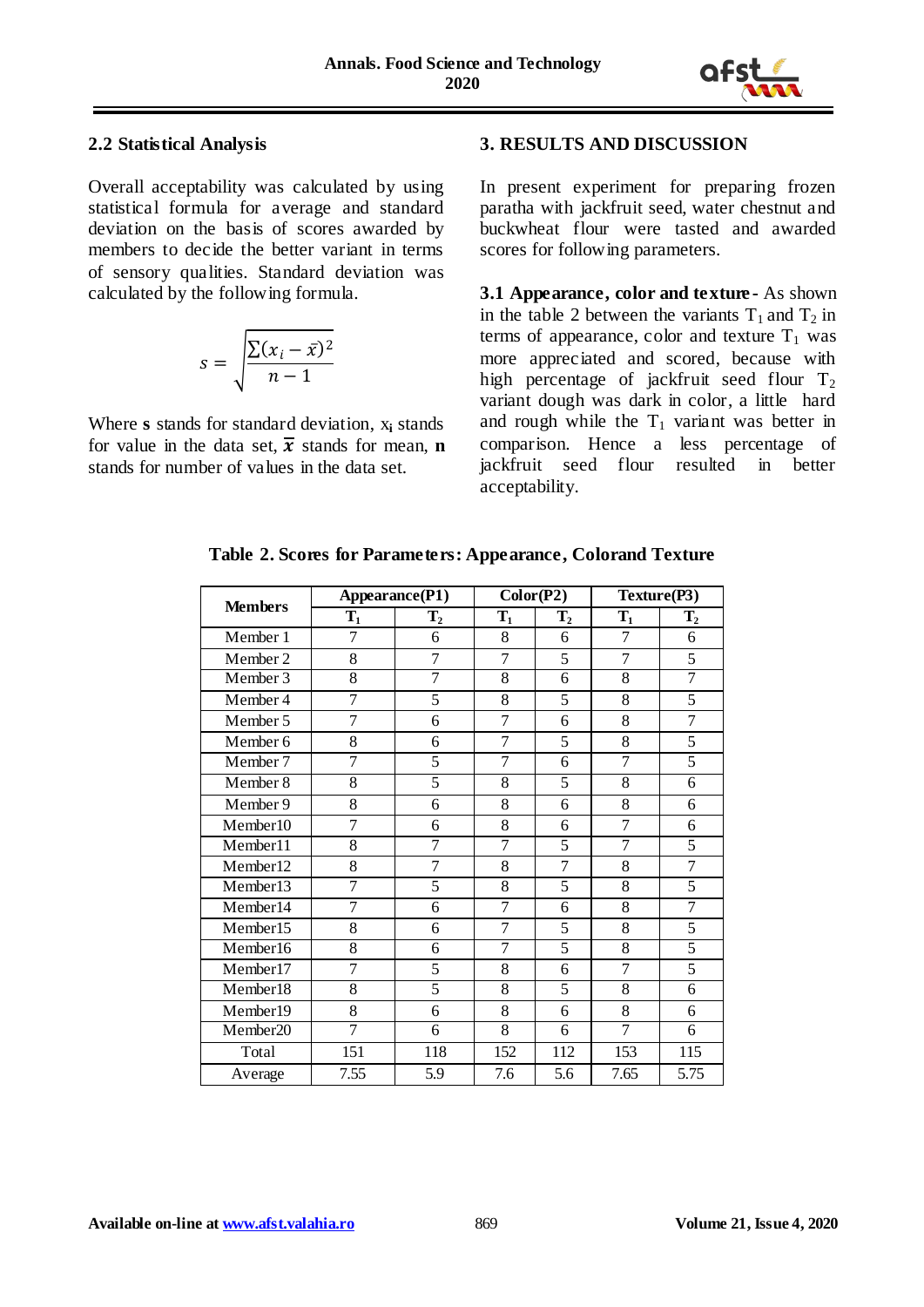## 2.2 Statistical Analysis

Overall acceptability was calculated by using statistical formula for average and standard deviation on the basis of scores awarded by members to decide the better variant in terms of sensory qualities. Standard deviation was calculated by the following formula.

$$s = \sqrt{\frac{\sum(x_i - \bar{x})^2}{n-1}}$$

Where **s** stands for standard deviation, $x_i$ stands for value in the data set, $\bar{x}$ stands for mean, **n** stands for number of values in the data set.

## 3. RESULTS AND DISCUSSION

In present experiment for preparing frozen paratha with jackfruit seed, water chestnut and buckwheat flour were tasted and awarded scores for following parameters.

**3.1 Appearance, color and texture-** As shown in the table 2 between the variants $T_1$ and $T_2$ in terms of appearance, color and texture $T_1$ was more appreciated and scored, because with high percentage of jackfruit seed flour $T_2$ variant dough was dark in color, a little hard and rough while the $T_1$ variant was better in comparison. Hence a less percentage of jackfruit seed flour resulted in better acceptability.

**Table 2. Scores for Parameters: Appearance, Colorand Texture**

| Members | Appearance(P1) | | Color(P2) | | Texture(P3) | |
|---|---|---|---|---|---|---|
| | $T_1$ | $T_2$ | $T_1$ | $T_2$ | $T_1$ | $T_2$ |
| Member 1 | 7 | 6 | 8 | 6 | 7 | 6 |
| Member 2 | 8 | 7 | 7 | 5 | 7 | 5 |
| Member 3 | 8 | 7 | 8 | 6 | 8 | 7 |
| Member 4 | 7 | 5 | 8 | 5 | 8 | 5 |
| Member 5 | 7 | 6 | 7 | 6 | 8 | 7 |
| Member 6 | 8 | 6 | 7 | 5 | 8 | 5 |
| Member 7 | 7 | 5 | 7 | 6 | 7 | 5 |
| Member 8 | 8 | 5 | 8 | 5 | 8 | 6 |
| Member 9 | 8 | 6 | 8 | 6 | 8 | 6 |
| Member10 | 7 | 6 | 8 | 6 | 7 | 6 |
| Member11 | 8 | 7 | 7 | 5 | 7 | 5 |
| Member12 | 8 | 7 | 8 | 7 | 8 | 7 |
| Member13 | 7 | 5 | 8 | 5 | 8 | 5 |
| Member14 | 7 | 6 | 7 | 6 | 8 | 7 |
| Member15 | 8 | 6 | 7 | 5 | 8 | 5 |
| Member16 | 8 | 6 | 7 | 5 | 8 | 5 |
| Member17 | 7 | 5 | 8 | 6 | 7 | 5 |
| Member18 | 8 | 5 | 8 | 5 | 8 | 6 |
| Member19 | 8 | 6 | 8 | 6 | 8 | 6 |
| Member20 | 7 | 6 | 8 | 6 | 7 | 6 |
| Total | 151 | 118 | 152 | 112 | 153 | 115 |
| Average | 7.55 | 5.9 | 7.6 | 5.6 | 7.65 | 5.75 |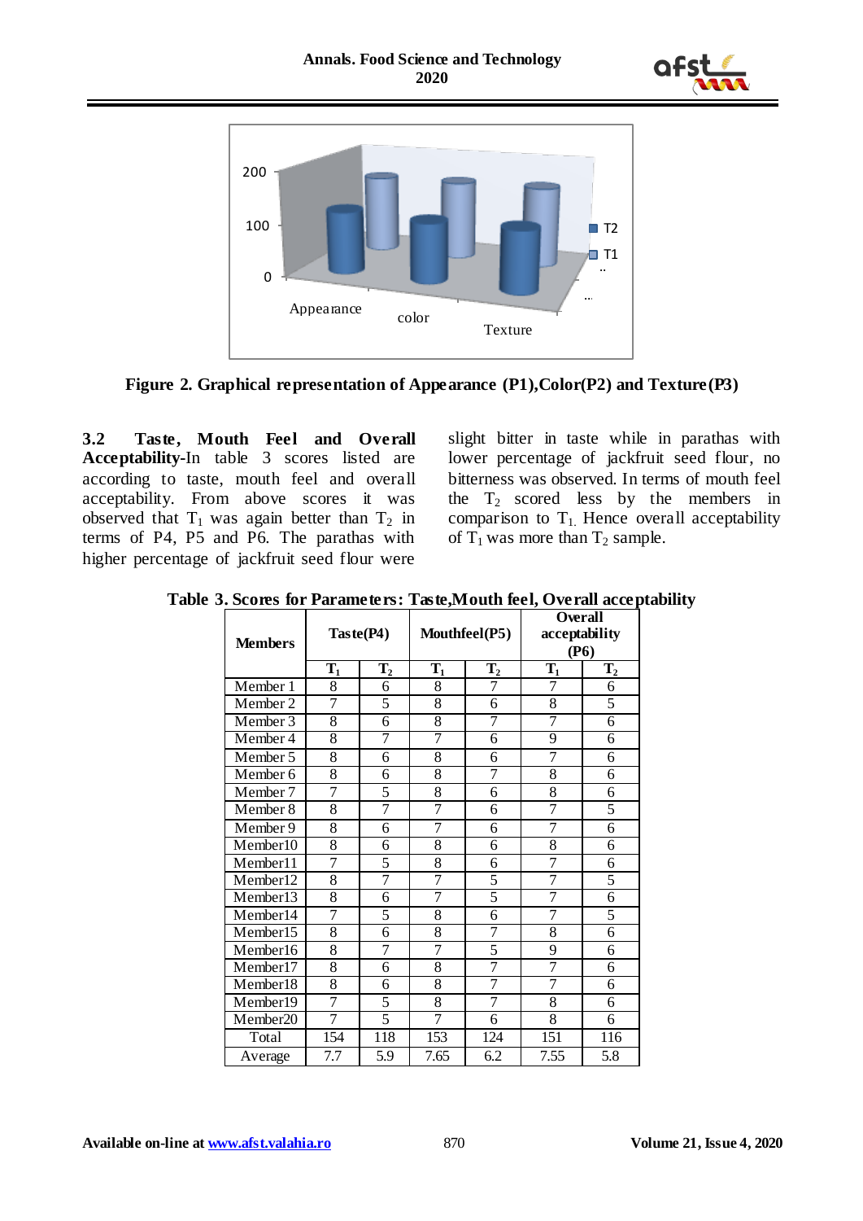**Figure 2. Graphical representation of Appearance (P1),Color(P2) and Texture(P3)**

**3.2 Taste, Mouth Feel and Overall Acceptability**-In table 3 scores listed are according to taste, mouth feel and overall acceptability. From above scores it was observed that $T_1$ was again better than $T_2$ in terms of P4, P5 and P6. The parathas with higher percentage of jackfruit seed flour were slight bitter in taste while in parathas with lower percentage of jackfruit seed flour, no bitterness was observed. In terms of mouth feel the $T_2$ scored less by the members in comparison to $T_1$. Hence overall acceptability of $T_1$ was more than $T_2$ sample.

**Table 3. Scores for Parameters: Taste,Mouth feel, Overall acceptability**

| Members | Taste(P4) | | Mouthfeel(P5) | | Overall acceptability (P6) | |
|---|---|---|---|---|---|---|
| | $T_1$ | $T_2$ | $T_1$ | $T_2$ | $T_1$ | $T_2$ |
| Member 1 | 8 | 6 | 8 | 7 | 7 | 6 |
| Member 2 | 7 | 5 | 8 | 6 | 8 | 5 |
| Member 3 | 8 | 6 | 8 | 7 | 7 | 6 |
| Member 4 | 8 | 7 | 7 | 6 | 9 | 6 |
| Member 5 | 8 | 6 | 8 | 6 | 7 | 6 |
| Member 6 | 8 | 6 | 8 | 7 | 8 | 6 |
| Member 7 | 7 | 5 | 8 | 6 | 8 | 6 |
| Member 8 | 8 | 7 | 7 | 6 | 7 | 5 |
| Member 9 | 8 | 6 | 7 | 6 | 7 | 6 |
| Member10 | 8 | 6 | 8 | 6 | 8 | 6 |
| Member11 | 7 | 5 | 8 | 6 | 7 | 6 |
| Member12 | 8 | 7 | 7 | 5 | 7 | 5 |
| Member13 | 8 | 6 | 7 | 5 | 7 | 6 |
| Member14 | 7 | 5 | 8 | 6 | 7 | 5 |
| Member15 | 8 | 6 | 8 | 7 | 8 | 6 |
| Member16 | 8 | 7 | 7 | 5 | 9 | 6 |
| Member17 | 8 | 6 | 8 | 7 | 7 | 6 |
| Member18 | 8 | 6 | 8 | 7 | 7 | 6 |
| Member19 | 7 | 5 | 8 | 7 | 8 | 6 |
| Member20 | 7 | 5 | 7 | 6 | 8 | 6 |
| Total | 154 | 118 | 153 | 124 | 151 | 116 |
| Average | 7.7 | 5.9 | 7.65 | 6.2 | 7.55 | 5.8 |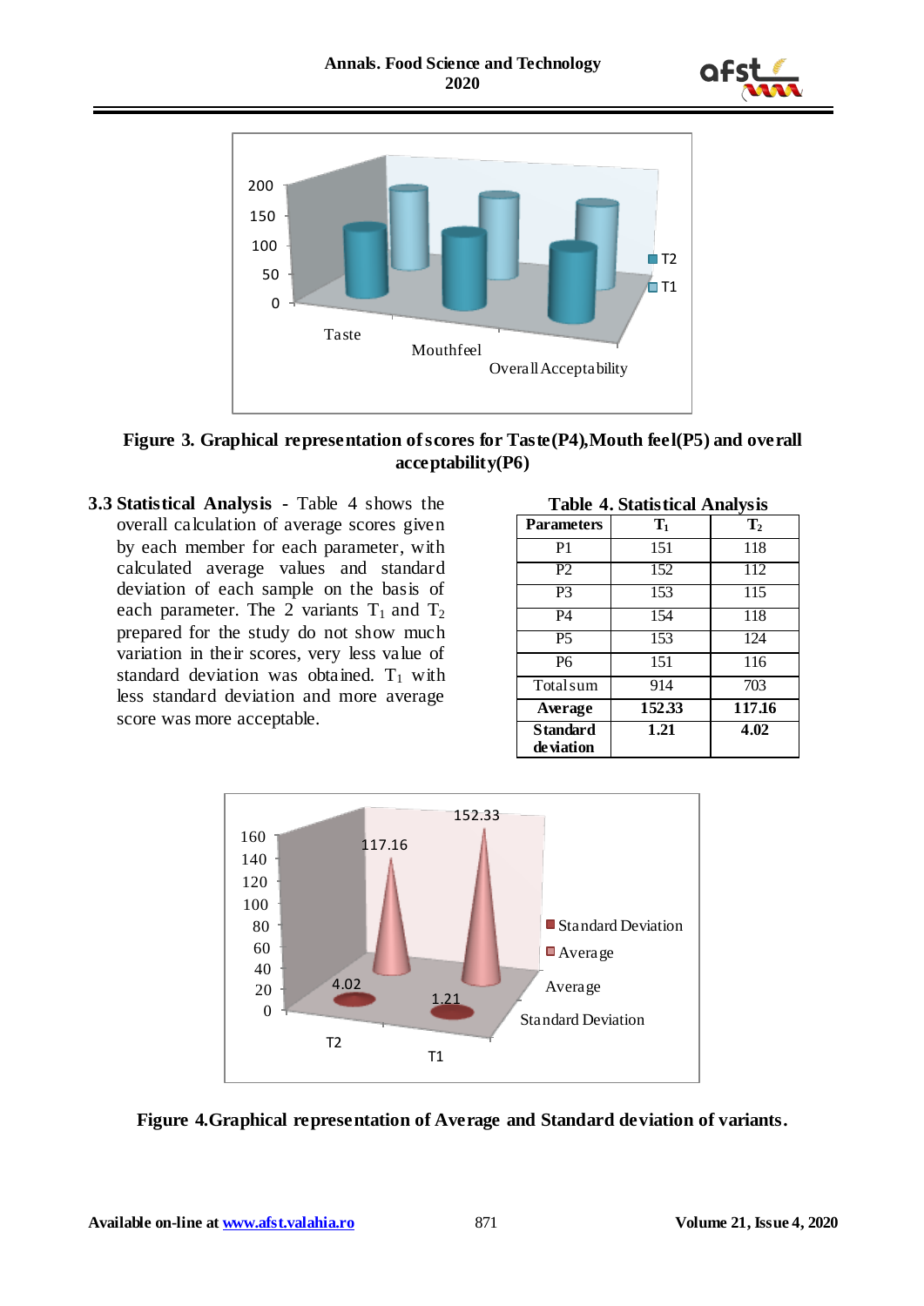Figure 3. Graphical representation of scores for Taste(P4),Mouth feel(P5) and overall acceptability(P6)

**3.3 Statistical Analysis -** Table 4 shows the overall calculation of average scores given by each member for each parameter, with calculated average values and standard deviation of each sample on the basis of each parameter. The 2 variants $T_1$ and $T_2$ prepared for the study do not show much variation in their scores, very less value of standard deviation was obtained. $T_1$ with less standard deviation and more average score was more acceptable.

**Table 4. Statistical Analysis**

| Parameters | $T_1$ | $T_2$ |
|---|---|---|
| P1 | 151 | 118 |
| P2 | 152 | 112 |
| P3 | 153 | 115 |
| P4 | 154 | 118 |
| P5 | 153 | 124 |
| P6 | 151 | 116 |
| Total sum | 914 | 703 |
| **Average** | **152.33** | **117.16** |
| **Standard deviation** | **1.21** | **4.02** |

Figure 4.Graphical representation of Average and Standard deviation of variants.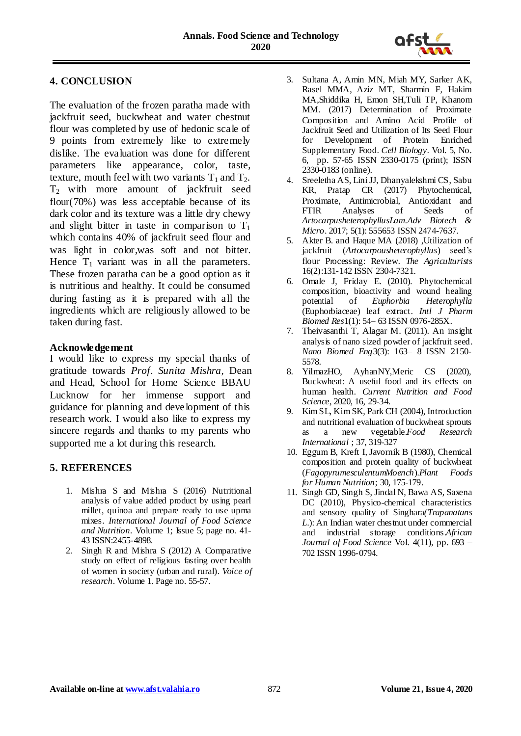## 4. CONCLUSION

The evaluation of the frozen paratha made with jackfruit seed, buckwheat and water chestnut flour was completed by use of hedonic scale of 9 points from extremely like to extremely dislike. The evaluation was done for different parameters like appearance, color, taste, texture, mouth feel with two variants $T_1$ and $T_2$. $T_2$ with more amount of jackfruit seed flour(70%) was less acceptable because of its dark color and its texture was a little dry chewy and slight bitter in taste in comparison to $T_1$ which contains 40% of jackfruit seed flour and was light in color,was soft and not bitter. Hence $T_1$ variant was in all the parameters. These frozen paratha can be a good option as it is nutritious and healthy. It could be consumed during fasting as it is prepared with all the ingredients which are religiously allowed to be taken during fast.

**Acknowledgement**

I would like to express my special thanks of gratitude towards *Prof. Sunita Mishra*, Dean and Head, School for Home Science BBAU Lucknow for her immense support and guidance for planning and development of this research work. I would also like to express my sincere regards and thanks to my parents who supported me a lot during this research.

## 5. REFERENCES

1. Mishra S and Mishra S (2016) Nutritional analysis of value added product by using pearl millet, quinoa and prepare ready to use upma mixes. *International Journal of Food Science and Nutrition*. Volume 1; Issue 5; page no. 41-43 ISSN:2455-4898.
2. Singh R and Mishra S (2012) A Comparative study on effect of religious fasting over health of women in society (urban and rural). *Voice of research*. Volume 1. Page no. 55-57.
3. Sultana A, Amin MN, Miah MY, Sarker AK, Rasel MMA, Aziz MT, Sharmin F, Hakim MA,Shiddika H, Emon SH,Tuli TP, Khanom MM. (2017) Determination of Proximate Composition and Amino Acid Profile of Jackfruit Seed and Utilization of Its Seed Flour for Development of Protein Enriched Supplementary Food. *Cell Biology*. Vol. 5, No. 6, pp. 57-65 ISSN 2330-0175 (print); ISSN 2330-0183 (online).
4. Sreeletha AS, Lini JJ, Dhanyalekshmi CS, Sabu KR, Pratap CR (2017) Phytochemical, Proximate, Antimicrobial, Antioxidant and FTIR Analyses of Seeds of *ArtocarpusheterophyllusLam.Adv Biotech & Micro*. 2017; 5(1): 555653 ISSN 2474-7637.
5. Akter B. and Haque MA (2018) ,Utilization of jackfruit (*Artocarpousheterophyllus*) seed's flour Processing: Review. *The Agriculturists* 16(2):131-142 ISSN 2304-7321.
6. Omale J, Friday E. (2010). Phytochemical composition, bioactivity and wound healing potential of *Euphorbia Heterophylla* (Euphorbiaceae) leaf extract. *Intl J Pharm Biomed Res*1(1): 54– 63 ISSN 0976-285X.
7. Theivasanthi T, Alagar M. (2011). An insight analysis of nano sized powder of jackfruit seed. *Nano Biomed Eng*3(3): 163– 8 ISSN 2150-5578.
8. YilmazHO, AyhanNY,Meric CS (2020), Buckwheat: A useful food and its effects on human health. *Current Nutrition and Food Science*, 2020, 16, 29-34.
9. Kim SL, Kim SK, Park CH (2004), Introduction and nutritional evaluation of buckwheat sprouts as a new vegetable.*Food Research International* ; 37, 319-327
10. Eggum B, Kreft I, Javornik B (1980), Chemical composition and protein quality of buckwheat (*FagopyrumesculentumMoench*).*Plant Foods for Human Nutrition*; 30, 175-179.
11. Singh GD, Singh S, Jindal N, Bawa AS, Saxena DC (2010), Physico-chemical characteristics and sensory quality of Singhara(*Trapanatans L.*): An Indian water chestnut under commercial and industrial storage conditions.*African Journal of Food Science* Vol. 4(11), pp. 693 – 702 ISSN 1996-0794.